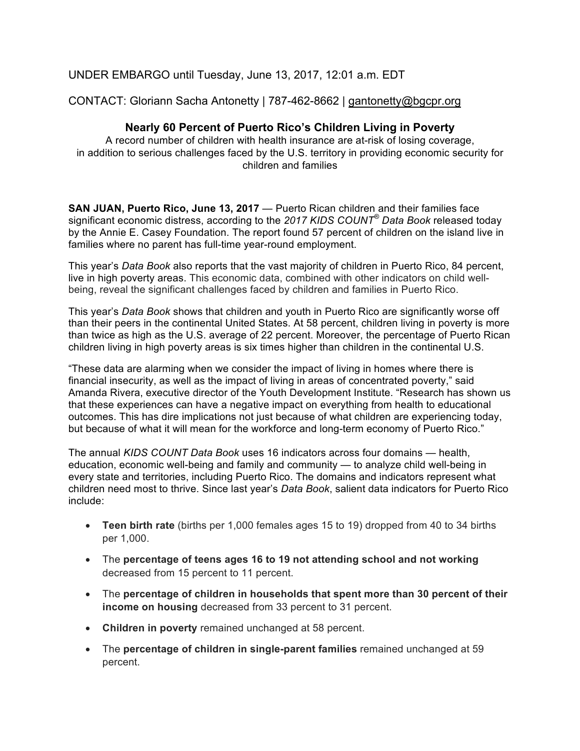UNDER EMBARGO until Tuesday, June 13, 2017, 12:01 a.m. EDT

CONTACT: Gloriann Sacha Antonetty | 787-462-8662 | gantonetty@bgcpr.org

### Nearly 60 Percent of Puerto Rico's Children Living in Poverty

A record number of children with health insurance are at-risk of losing coverage, in addition to serious challenges faced by the U.S. territory in providing economic security for children and families

**SAN JUAN, Puerto Rico, June 13, 2017** — Puerto Rican children and their families face significant economic distress, according to the *2017 KIDS COUNT® Data Book* released today by the Annie E. Casey Foundation. The report found 57 percent of children on the island live in families where no parent has full-time year-round employment.

This year's *Data Book* also reports that the vast majority of children in Puerto Rico, 84 percent, live in high poverty areas. This economic data, combined with other indicators on child well-being, reveal the significant challenges faced by children and families in Puerto Rico.

This year's *Data Book* shows that children and youth in Puerto Rico are significantly worse off than their peers in the continental United States. At 58 percent, children living in poverty is more than twice as high as the U.S. average of 22 percent. Moreover, the percentage of Puerto Rican children living in high poverty areas is six times higher than children in the continental U.S.

"These data are alarming when we consider the impact of living in homes where there is financial insecurity, as well as the impact of living in areas of concentrated poverty," said Amanda Rivera, executive director of the Youth Development Institute. "Research has shown us that these experiences can have a negative impact on everything from health to educational outcomes. This has dire implications not just because of what children are experiencing today, but because of what it will mean for the workforce and long-term economy of Puerto Rico."

The annual *KIDS COUNT Data Book* uses 16 indicators across four domains — health, education, economic well-being and family and community — to analyze child well-being in every state and territories, including Puerto Rico. The domains and indicators represent what children need most to thrive. Since last year's *Data Book*, salient data indicators for Puerto Rico include:

- **Teen birth rate** (births per 1,000 females ages 15 to 19) dropped from 40 to 34 births per 1,000.
- The **percentage of teens ages 16 to 19 not attending school and not working** decreased from 15 percent to 11 percent.
- The **percentage of children in households that spent more than 30 percent of their income on housing** decreased from 33 percent to 31 percent.
- **Children in poverty** remained unchanged at 58 percent.
- The **percentage of children in single-parent families** remained unchanged at 59 percent.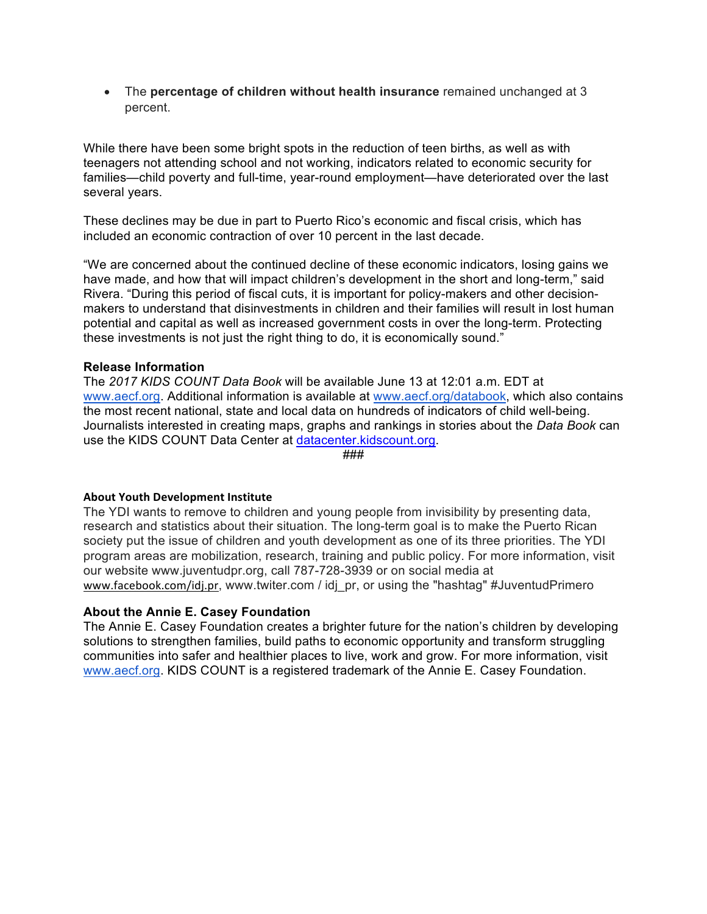- The **percentage of children without health insurance** remained unchanged at 3 percent.

While there have been some bright spots in the reduction of teen births, as well as with teenagers not attending school and not working, indicators related to economic security for families—child poverty and full-time, year-round employment—have deteriorated over the last several years.

These declines may be due in part to Puerto Rico's economic and fiscal crisis, which has included an economic contraction of over 10 percent in the last decade.

"We are concerned about the continued decline of these economic indicators, losing gains we have made, and how that will impact children's development in the short and long-term," said Rivera. "During this period of fiscal cuts, it is important for policy-makers and other decision-makers to understand that disinvestments in children and their families will result in lost human potential and capital as well as increased government costs in over the long-term. Protecting these investments is not just the right thing to do, it is economically sound."

**Release Information**
The *2017 KIDS COUNT Data Book* will be available June 13 at 12:01 a.m. EDT at www.aecf.org. Additional information is available at www.aecf.org/databook, which also contains the most recent national, state and local data on hundreds of indicators of child well-being. Journalists interested in creating maps, graphs and rankings in stories about the *Data Book* can use the KIDS COUNT Data Center at datacenter.kidscount.org.

###

**About Youth Development Institute**
The YDI wants to remove to children and young people from invisibility by presenting data, research and statistics about their situation. The long-term goal is to make the Puerto Rican society put the issue of children and youth development as one of its three priorities. The YDI program areas are mobilization, research, training and public policy. For more information, visit our website www.juventudpr.org, call 787-728-3939 or on social media at www.facebook.com/idj.pr, www.twiter.com / idj_pr, or using the "hashtag" #JuventudPrimero

**About the Annie E. Casey Foundation**
The Annie E. Casey Foundation creates a brighter future for the nation's children by developing solutions to strengthen families, build paths to economic opportunity and transform struggling communities into safer and healthier places to live, work and grow. For more information, visit www.aecf.org. KIDS COUNT is a registered trademark of the Annie E. Casey Foundation.